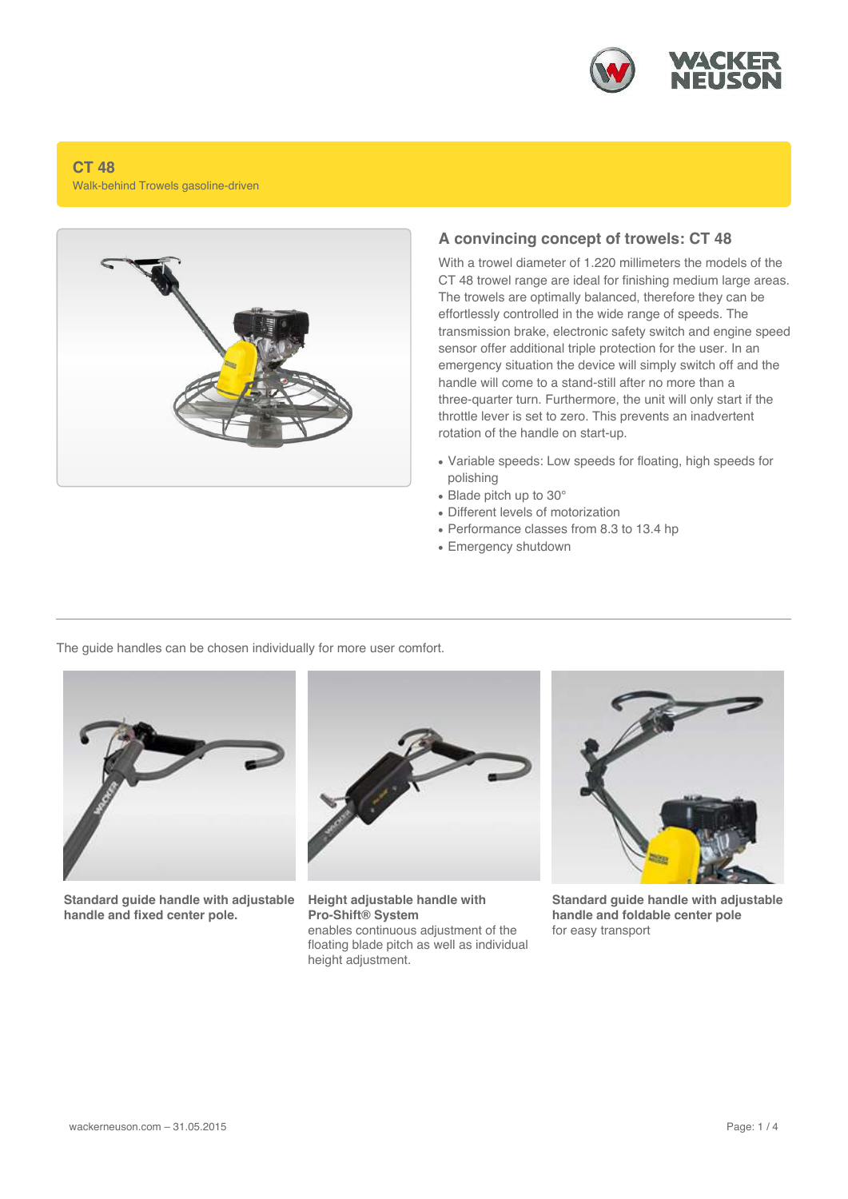# CT 48

Walk-behind Trowels gasoline-driven

## A convincing concept of trowels: CT 48

With a trowel diameter of 1.220 millimeters the models of the CT 48 trowel range are ideal for finishing medium large areas. The trowels are optimally balanced, therefore they can be effortlessly controlled in the wide range of speeds. The transmission brake, electronic safety switch and engine speed sensor offer additional triple protection for the user. In an emergency situation the device will simply switch off and the handle will come to a stand-still after no more than a three-quarter turn. Furthermore, the unit will only start if the throttle lever is set to zero. This prevents an inadvertent rotation of the handle on start-up.

- Variable speeds: Low speeds for floating, high speeds for polishing
- Blade pitch up to 30°
- Different levels of motorization
- Performance classes from 8.3 to 13.4 hp
- Emergency shutdown

---

The guide handles can be chosen individually for more user comfort.

**Standard guide handle with adjustable handle and fixed center pole.**

**Height adjustable handle with Pro-Shift® System**
enables continuous adjustment of the floating blade pitch as well as individual height adjustment.

**Standard guide handle with adjustable handle and foldable center pole**
for easy transport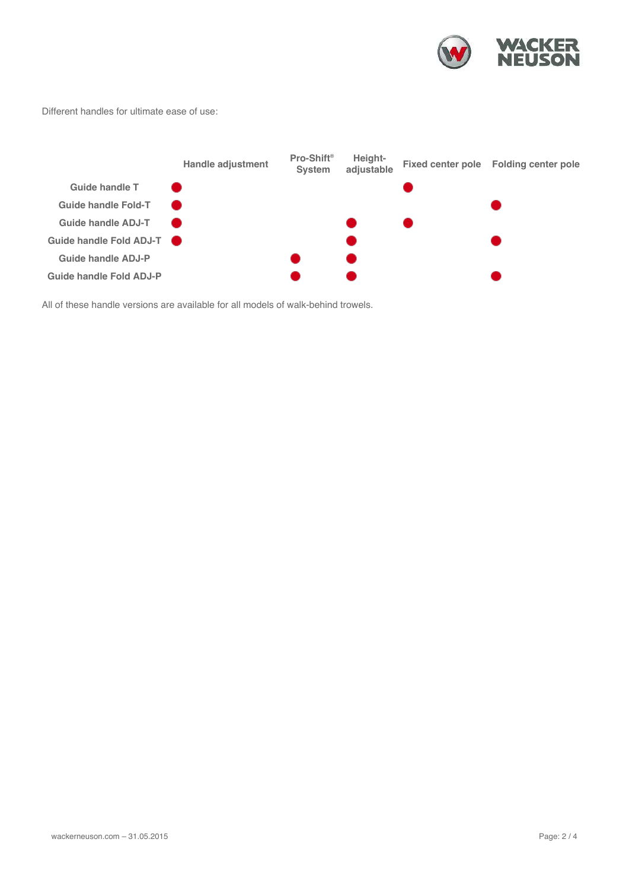Different handles for ultimate ease of use:

| | Handle adjustment | Pro-Shift® System | Height-adjustable | Fixed center pole | Folding center pole |
|---|---|---|---|---|---|
| Guide handle T | ● | | | ● | |
| Guide handle Fold-T | ● | | | | ● |
| Guide handle ADJ-T | ● | | ● | ● | |
| Guide handle Fold ADJ-T | ● | | ● | | ● |
| Guide handle ADJ-P | | ● | ● | | |
| Guide handle Fold ADJ-P | | ● | ● | | ● |

All of these handle versions are available for all models of walk-behind trowels.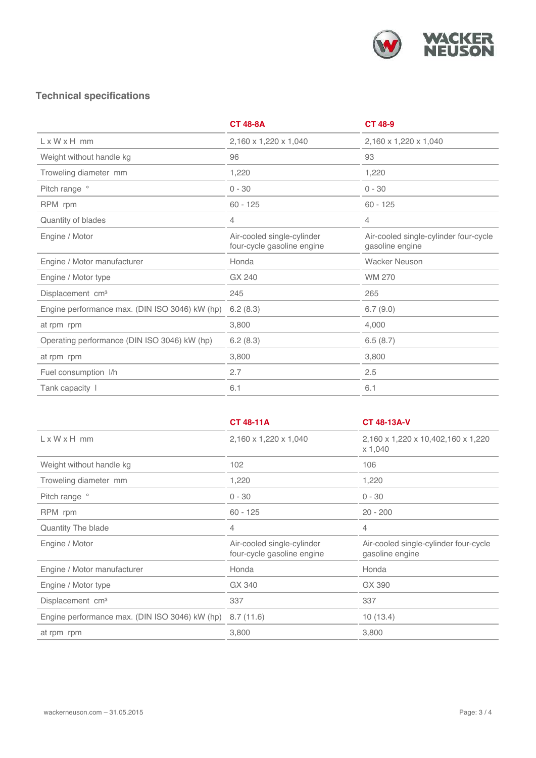## Technical specifications

| | CT 48-8A | CT 48-9 |
|---|---|---|
| L x W x H mm | 2,160 x 1,220 x 1,040 | 2,160 x 1,220 x 1,040 |
| Weight without handle kg | 96 | 93 |
| Troweling diameter mm | 1,220 | 1,220 |
| Pitch range ° | 0 - 30 | 0 - 30 |
| RPM rpm | 60 - 125 | 60 - 125 |
| Quantity of blades | 4 | 4 |
| Engine / Motor | Air-cooled single-cylinder four-cycle gasoline engine | Air-cooled single-cylinder four-cycle gasoline engine |
| Engine / Motor manufacturer | Honda | Wacker Neuson |
| Engine / Motor type | GX 240 | WM 270 |
| Displacement cm³ | 245 | 265 |
| Engine performance max. (DIN ISO 3046) kW (hp) | 6.2 (8.3) | 6.7 (9.0) |
| at rpm rpm | 3,800 | 4,000 |
| Operating performance (DIN ISO 3046) kW (hp) | 6.2 (8.3) | 6.5 (8.7) |
| at rpm rpm | 3,800 | 3,800 |
| Fuel consumption l/h | 2.7 | 2.5 |
| Tank capacity l | 6.1 | 6.1 |

| | CT 48-11A | CT 48-13A-V |
|---|---|---|
| L x W x H mm | 2,160 x 1,220 x 1,040 | 2,160 x 1,220 x 10,402,160 x 1,220 x 1,040 |
| Weight without handle kg | 102 | 106 |
| Troweling diameter mm | 1,220 | 1,220 |
| Pitch range ° | 0 - 30 | 0 - 30 |
| RPM rpm | 60 - 125 | 20 - 200 |
| Quantity The blade | 4 | 4 |
| Engine / Motor | Air-cooled single-cylinder four-cycle gasoline engine | Air-cooled single-cylinder four-cycle gasoline engine |
| Engine / Motor manufacturer | Honda | Honda |
| Engine / Motor type | GX 340 | GX 390 |
| Displacement cm³ | 337 | 337 |
| Engine performance max. (DIN ISO 3046) kW (hp) | 8.7 (11.6) | 10 (13.4) |
| at rpm rpm | 3,800 | 3,800 |

wackerneuson.com – 31.05.2015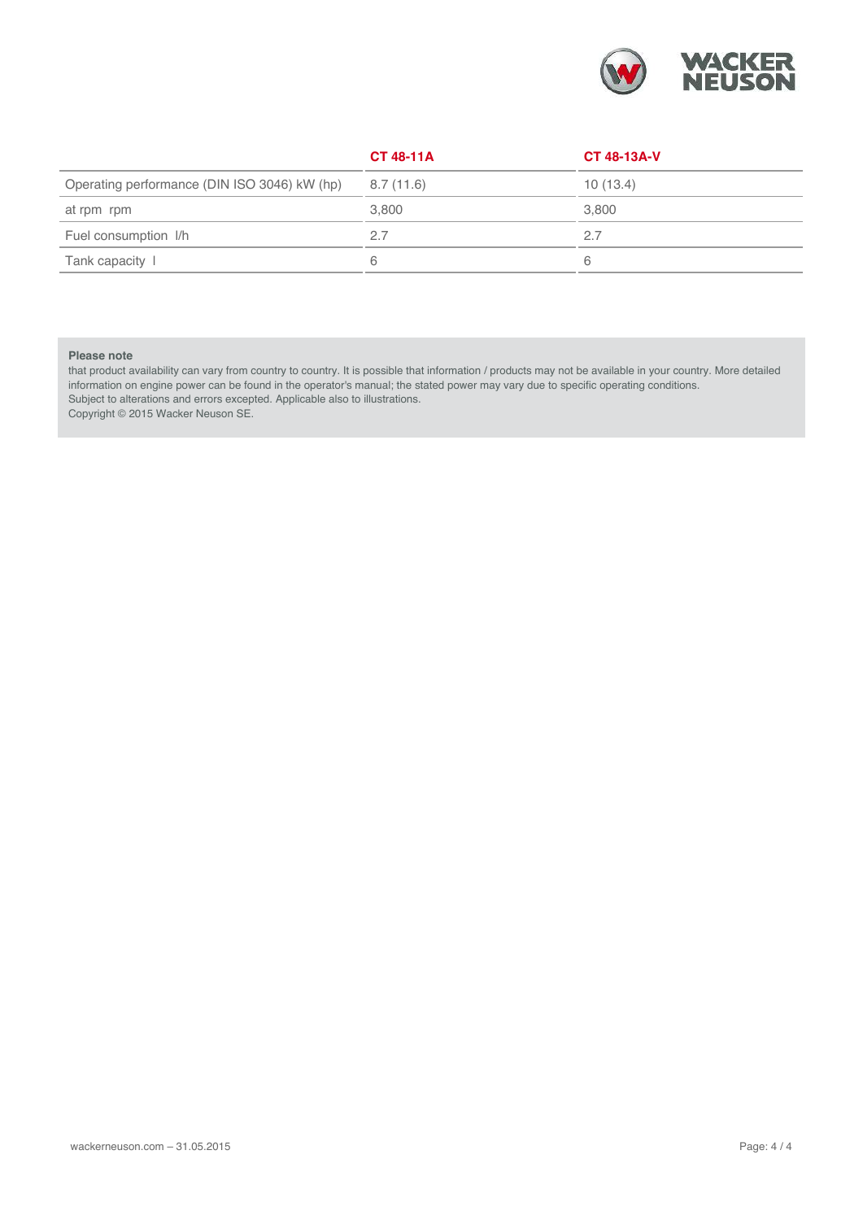| | CT 48-11A | CT 48-13A-V |
|---|---|---|
| Operating performance (DIN ISO 3046) kW (hp) | 8.7 (11.6) | 10 (13.4) |
| at rpm rpm | 3,800 | 3,800 |
| Fuel consumption l/h | 2.7 | 2.7 |
| Tank capacity l | 6 | 6 |

**Please note**

that product availability can vary from country to country. It is possible that information / products may not be available in your country. More detailed information on engine power can be found in the operator's manual; the stated power may vary due to specific operating conditions.
Subject to alterations and errors excepted. Applicable also to illustrations.
Copyright © 2015 Wacker Neuson SE.